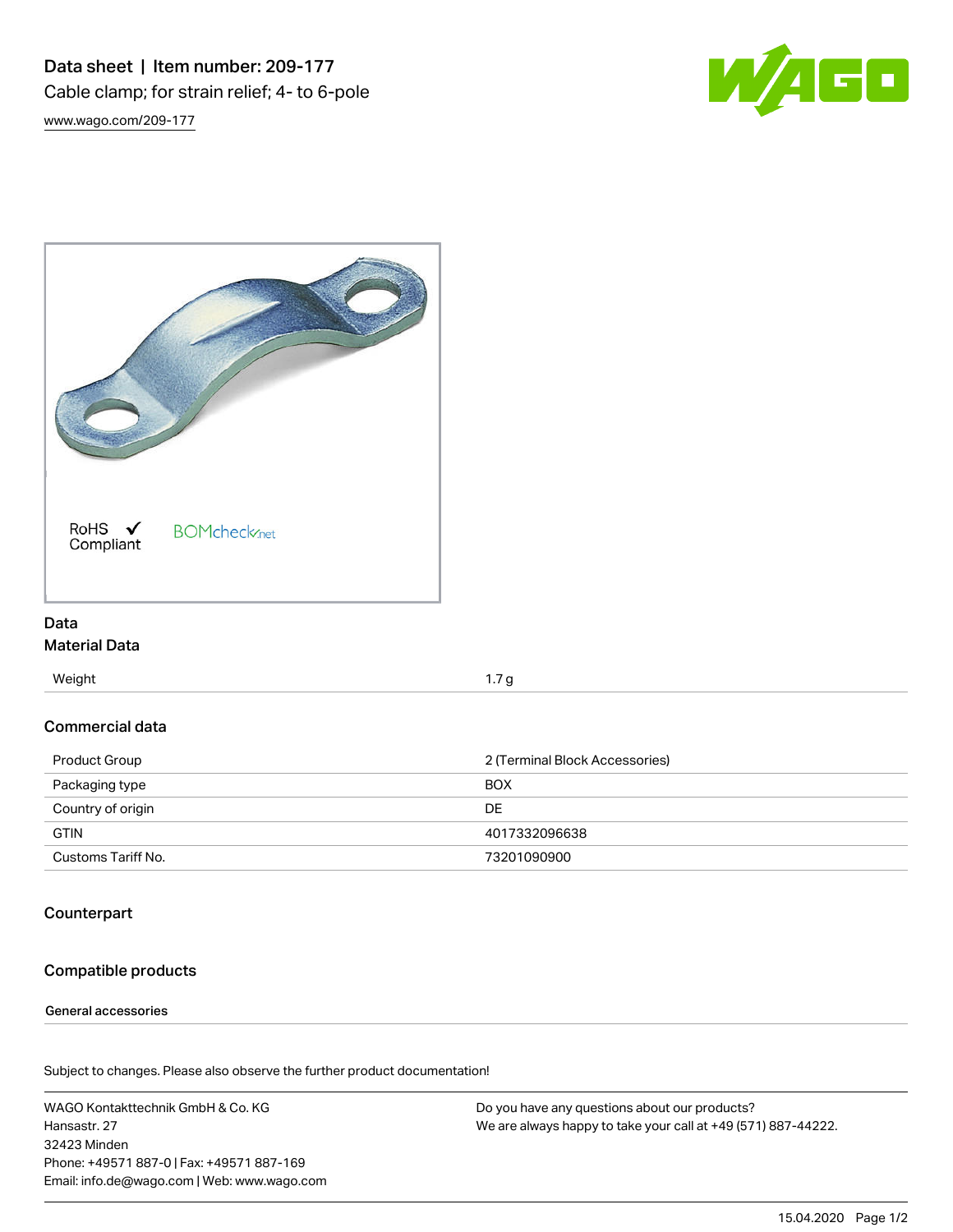# Data sheet | Item number: 209-177

Cable clamp; for strain relief; 4- to 6-pole

www.wago.com/209-177

RoHS ✓ Compliant BOMcheck.net

## Data

### Material Data

| | |
|---|---|
| Weight | 1.7 g |

### Commercial data

| | |
|---|---|
| Product Group | 2 (Terminal Block Accessories) |
| Packaging type | BOX |
| Country of origin | DE |
| GTIN | 4017332096638 |
| Customs Tariff No. | 73201090900 |

## Counterpart

## Compatible products

**General accessories**

Subject to changes. Please also observe the further product documentation!

WAGO Kontakttechnik GmbH & Co. KG
Hansastr. 27
32423 Minden
Phone: +49571 887-0 | Fax: +49571 887-169
Email: info.de@wago.com | Web: www.wago.com

Do you have any questions about our products?
We are always happy to take your call at +49 (571) 887-44222.

15.04.2020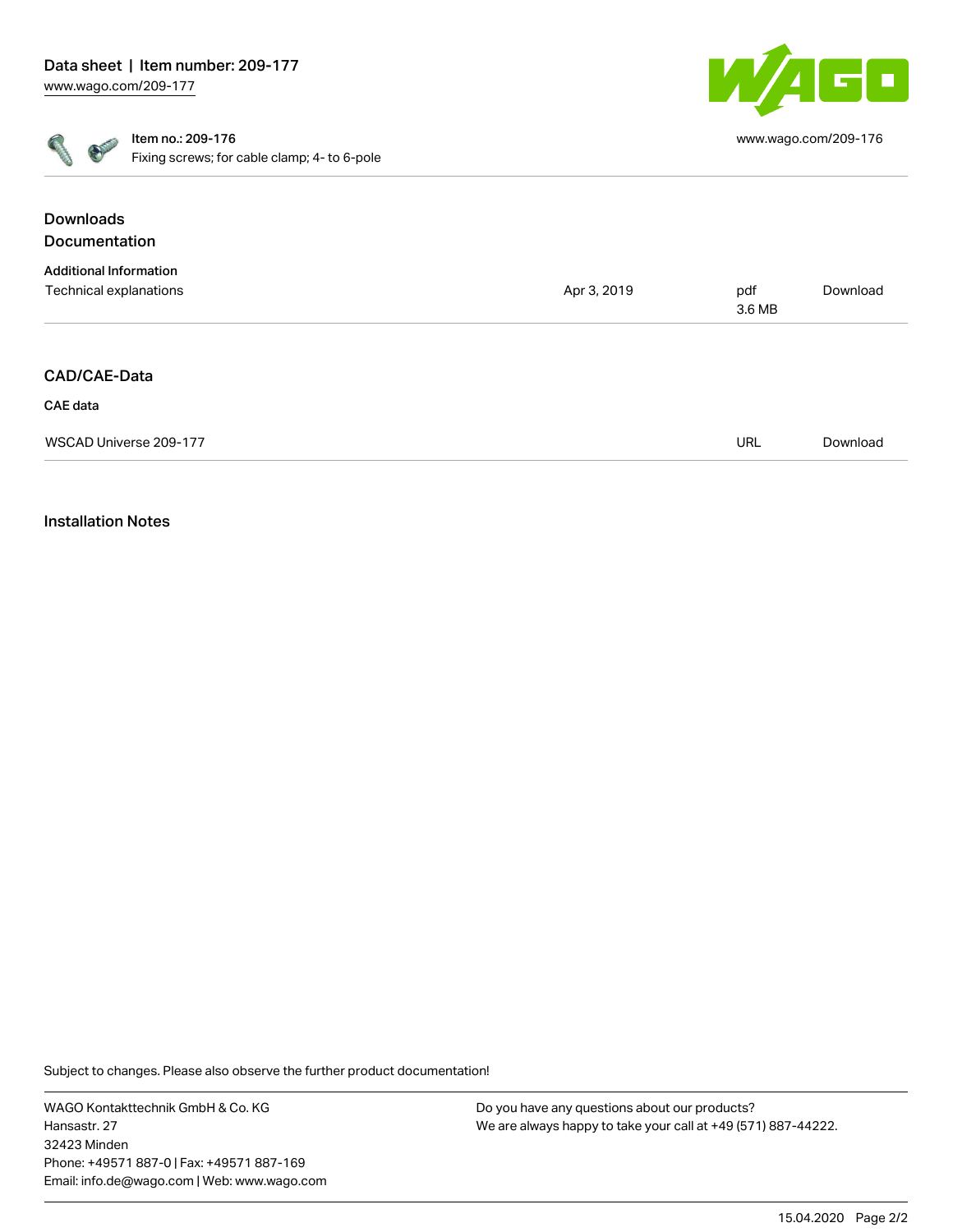Item no.: 209-176

Fixing screws; for cable clamp; 4- to 6-pole

www.wago.com/209-176

## Downloads

## Documentation

### Additional Information

| | | | |
|---|---|---|---|
| Technical explanations | Apr 3, 2019 | pdf 3.6 MB | Download |

## CAD/CAE-Data

### CAE data

| | | |
|---|---|---|
| WSCAD Universe 209-177 | URL | Download |

## Installation Notes

Subject to changes. Please also observe the further product documentation!

WAGO Kontakttechnik GmbH & Co. KG
Hansastr. 27
32423 Minden
Phone: +49571 887-0 | Fax: +49571 887-169
Email: info.de@wago.com | Web: www.wago.com

Do you have any questions about our products?
We are always happy to take your call at +49 (571) 887-44222.